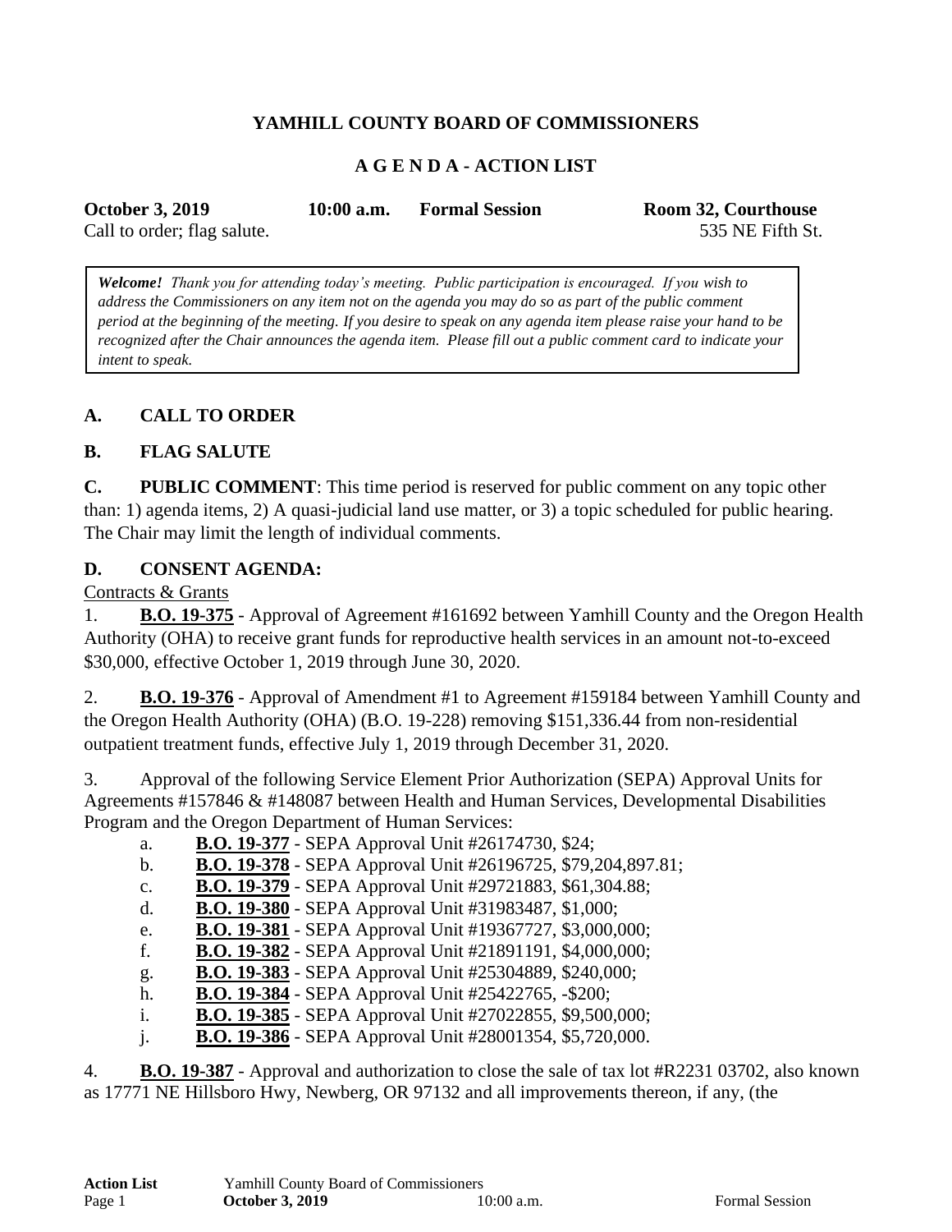**YAMHILL COUNTY BOARD OF COMMISSIONERS**

**A G E N D A - ACTION LIST**

**October 3, 2019** **10:00 a.m.** **Formal Session** **Room 32, Courthouse**
Call to order; flag salute. 535 NE Fifth St.

> ***Welcome!*** *Thank you for attending today's meeting. Public participation is encouraged. If you wish to address the Commissioners on any item not on the agenda you may do so as part of the public comment period at the beginning of the meeting. If you desire to speak on any agenda item please raise your hand to be recognized after the Chair announces the agenda item. Please fill out a public comment card to indicate your intent to speak.*

## A. CALL TO ORDER

## B. FLAG SALUTE

**C. PUBLIC COMMENT**: This time period is reserved for public comment on any topic other than: 1) agenda items, 2) A quasi-judicial land use matter, or 3) a topic scheduled for public hearing. The Chair may limit the length of individual comments.

## D. CONSENT AGENDA:

Contracts & Grants

1. **B.O. 19-375** - Approval of Agreement #161692 between Yamhill County and the Oregon Health Authority (OHA) to receive grant funds for reproductive health services in an amount not-to-exceed $30,000, effective October 1, 2019 through June 30, 2020.

2. **B.O. 19-376** - Approval of Amendment #1 to Agreement #159184 between Yamhill County and the Oregon Health Authority (OHA) (B.O. 19-228) removing $151,336.44 from non-residential outpatient treatment funds, effective July 1, 2019 through December 31, 2020.

3. Approval of the following Service Element Prior Authorization (SEPA) Approval Units for Agreements #157846 & #148087 between Health and Human Services, Developmental Disabilities Program and the Oregon Department of Human Services:
   a. **B.O. 19-377** - SEPA Approval Unit #26174730, $24;
   b. **B.O. 19-378** - SEPA Approval Unit #26196725, $79,204,897.81;
   c. **B.O. 19-379** - SEPA Approval Unit #29721883, $61,304.88;
   d. **B.O. 19-380** - SEPA Approval Unit #31983487, $1,000;
   e. **B.O. 19-381** - SEPA Approval Unit #19367727, $3,000,000;
   f. **B.O. 19-382** - SEPA Approval Unit #21891191, $4,000,000;
   g. **B.O. 19-383** - SEPA Approval Unit #25304889, $240,000;
   h. **B.O. 19-384** - SEPA Approval Unit #25422765, -$200;
   i. **B.O. 19-385** - SEPA Approval Unit #27022855, $9,500,000;
   j. **B.O. 19-386** - SEPA Approval Unit #28001354, $5,720,000.

4. **B.O. 19-387** - Approval and authorization to close the sale of tax lot #R2231 03702, also known as 17771 NE Hillsboro Hwy, Newberg, OR 97132 and all improvements thereon, if any, (the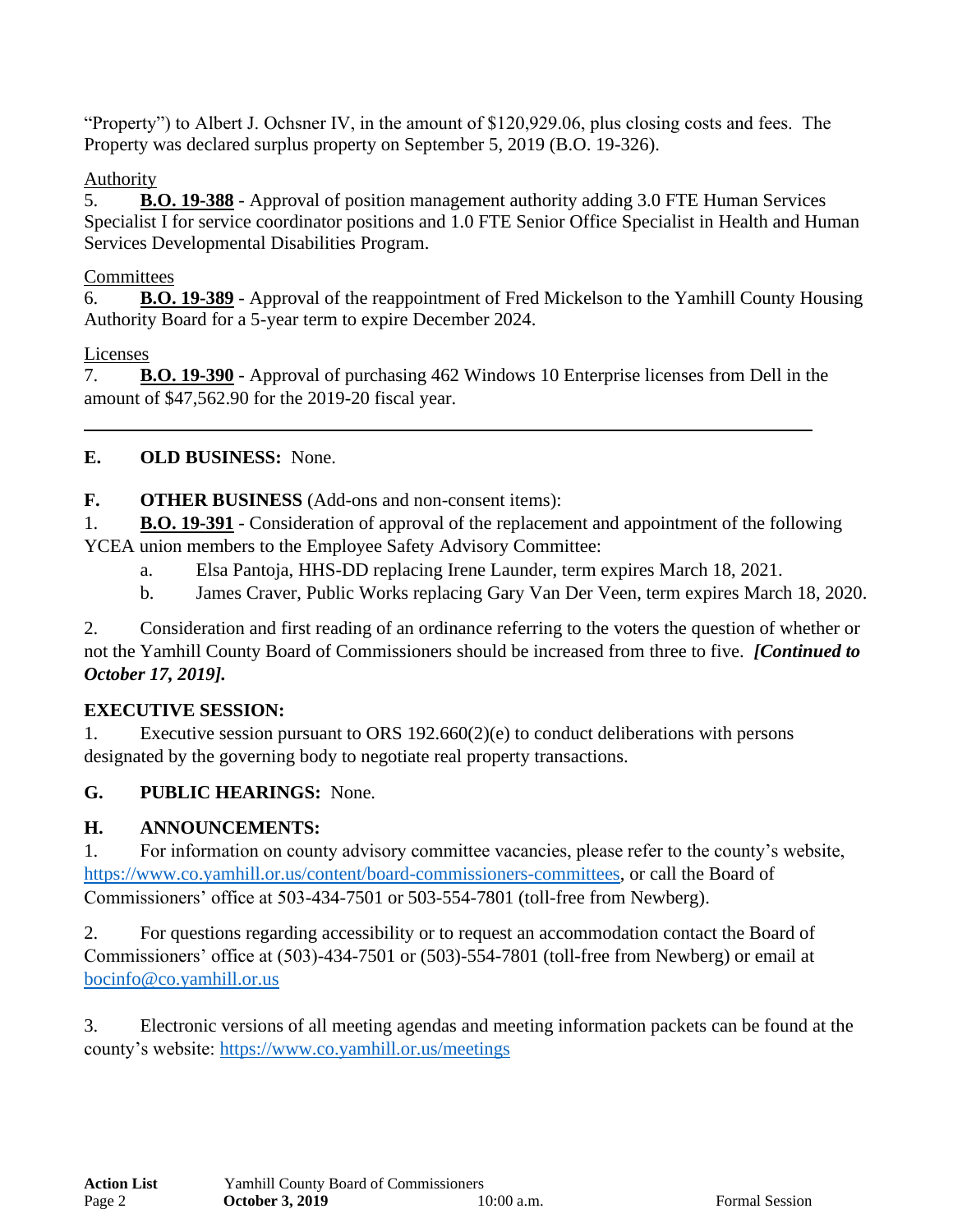"Property") to Albert J. Ochsner IV, in the amount of $120,929.06, plus closing costs and fees. The Property was declared surplus property on September 5, 2019 (B.O. 19-326).

Authority

5. **B.O. 19-388** - Approval of position management authority adding 3.0 FTE Human Services Specialist I for service coordinator positions and 1.0 FTE Senior Office Specialist in Health and Human Services Developmental Disabilities Program.

Committees

6. **B.O. 19-389** - Approval of the reappointment of Fred Mickelson to the Yamhill County Housing Authority Board for a 5-year term to expire December 2024.

Licenses

7. **B.O. 19-390** - Approval of purchasing 462 Windows 10 Enterprise licenses from Dell in the amount of $47,562.90 for the 2019-20 fiscal year.

---

**E. OLD BUSINESS:** None.

**F. OTHER BUSINESS** (Add-ons and non-consent items):

1. **B.O. 19-391** - Consideration of approval of the replacement and appointment of the following YCEA union members to the Employee Safety Advisory Committee:
   a. Elsa Pantoja, HHS-DD replacing Irene Launder, term expires March 18, 2021.
   b. James Craver, Public Works replacing Gary Van Der Veen, term expires March 18, 2020.

2. Consideration and first reading of an ordinance referring to the voters the question of whether or not the Yamhill County Board of Commissioners should be increased from three to five. ***[Continued to October 17, 2019].***

**EXECUTIVE SESSION:**

1. Executive session pursuant to ORS 192.660(2)(e) to conduct deliberations with persons designated by the governing body to negotiate real property transactions.

**G. PUBLIC HEARINGS:** None.

**H. ANNOUNCEMENTS:**

1. For information on county advisory committee vacancies, please refer to the county's website, https://www.co.yamhill.or.us/content/board-commissioners-committees, or call the Board of Commissioners' office at 503-434-7501 or 503-554-7801 (toll-free from Newberg).

2. For questions regarding accessibility or to request an accommodation contact the Board of Commissioners' office at (503)-434-7501 or (503)-554-7801 (toll-free from Newberg) or email at bocinfo@co.yamhill.or.us

3. Electronic versions of all meeting agendas and meeting information packets can be found at the county's website: https://www.co.yamhill.or.us/meetings